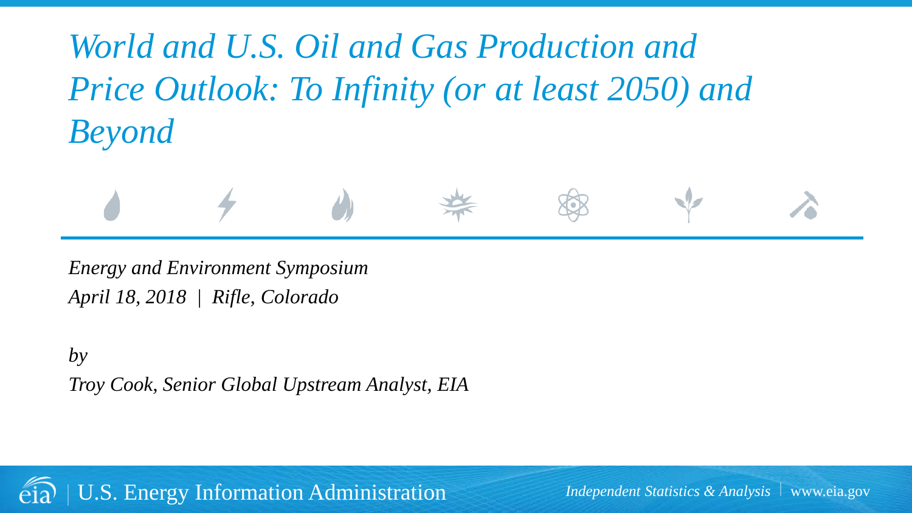# *World and U.S. Oil and Gas Production and Price Outlook: To Infinity (or at least 2050) and Beyond*

*Energy and Environment Symposium*
*April 18, 2018 | Rifle, Colorado*

*by*
*Troy Cook, Senior Global Upstream Analyst, EIA*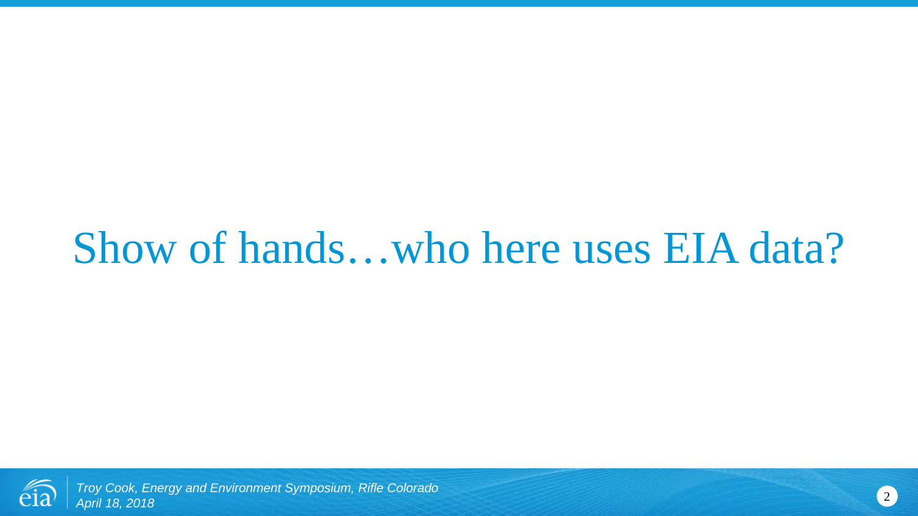# Show of hands…who here uses EIA data?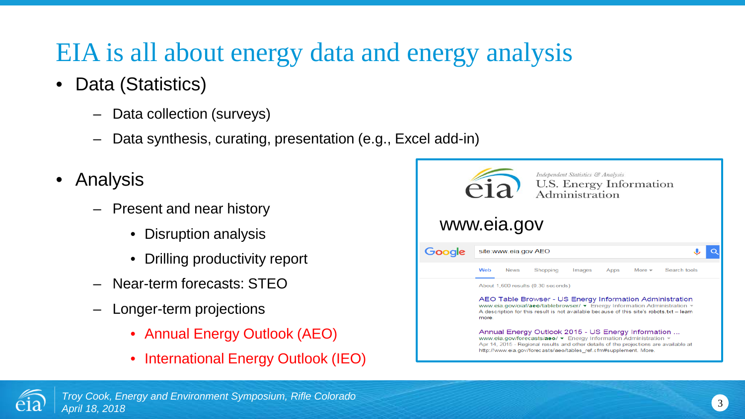# EIA is all about energy data and energy analysis

- Data (Statistics)
  - Data collection (surveys)
  - Data synthesis, curating, presentation (e.g., Excel add-in)
- Analysis
  - Present and near history
    - Disruption analysis
    - Drilling productivity report
  - Near-term forecasts: STEO
  - Longer-term projections
    - Annual Energy Outlook (AEO)
    - International Energy Outlook (IEO)

eia — Independent Statistics & Analysis — U.S. Energy Information Administration

www.eia.gov

Google: site:www.eia.gov AEO

Web | News | Shopping | Images | Apps | More | Search tools

About 1,600 results (0.30 seconds)

AEO Table Browser - US Energy Information Administration
www.eia.gov/oiaf/aeo/tablebrowser/ ▾ Energy Information Administration ▾
A description for this result is not available because of this site's robots.txt – learn more.

Annual Energy Outlook 2015 - US Energy Information ...
www.eia.gov/forecasts/aeo/ ▾ Energy Information Administration ▾
Apr 14, 2015 - Regional results and other details of the projections are available at http://www.eia.gov/forecasts/aeo/tables_ref.cfm#supplement. More.

*Troy Cook, Energy and Environment Symposium, Rifle Colorado*
*April 18, 2018*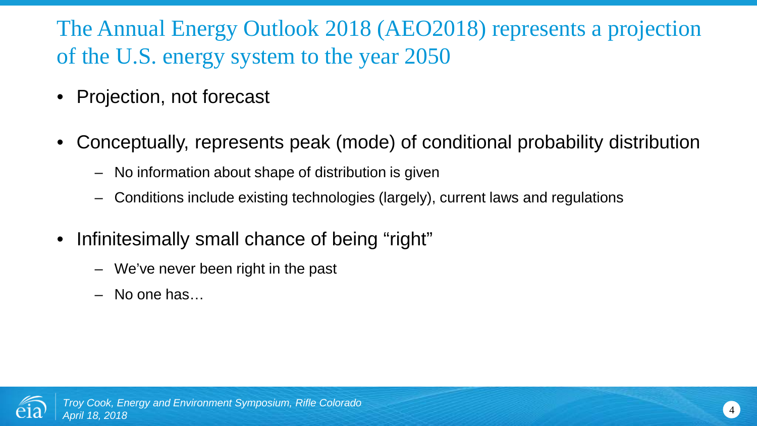# The Annual Energy Outlook 2018 (AEO2018) represents a projection of the U.S. energy system to the year 2050

- Projection, not forecast
- Conceptually, represents peak (mode) of conditional probability distribution
  - No information about shape of distribution is given
  - Conditions include existing technologies (largely), current laws and regulations
- Infinitesimally small chance of being “right”
  - We’ve never been right in the past
  - No one has…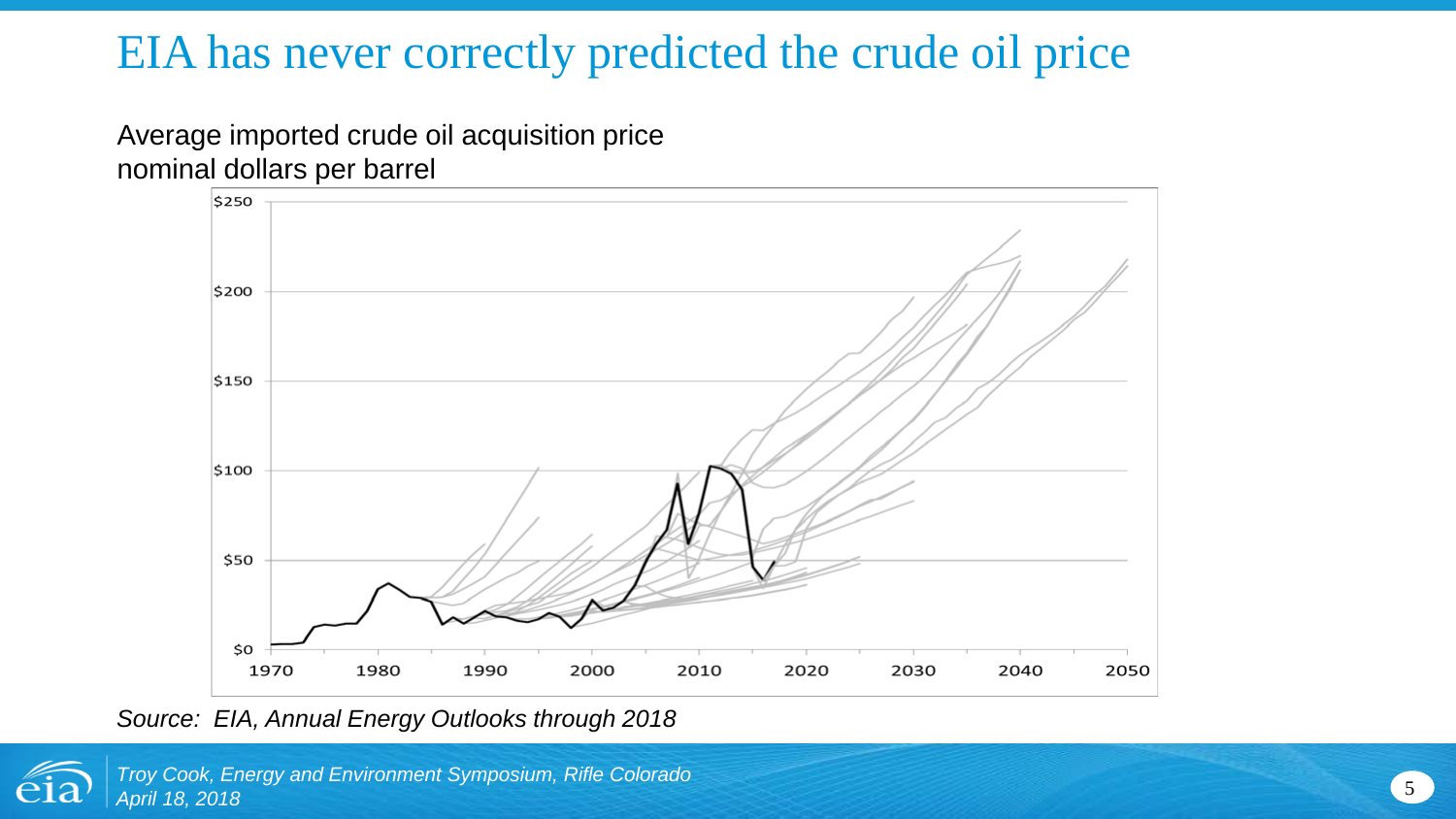# EIA has never correctly predicted the crude oil price

Average imported crude oil acquisition price
nominal dollars per barrel

*Source: EIA, Annual Energy Outlooks through 2018*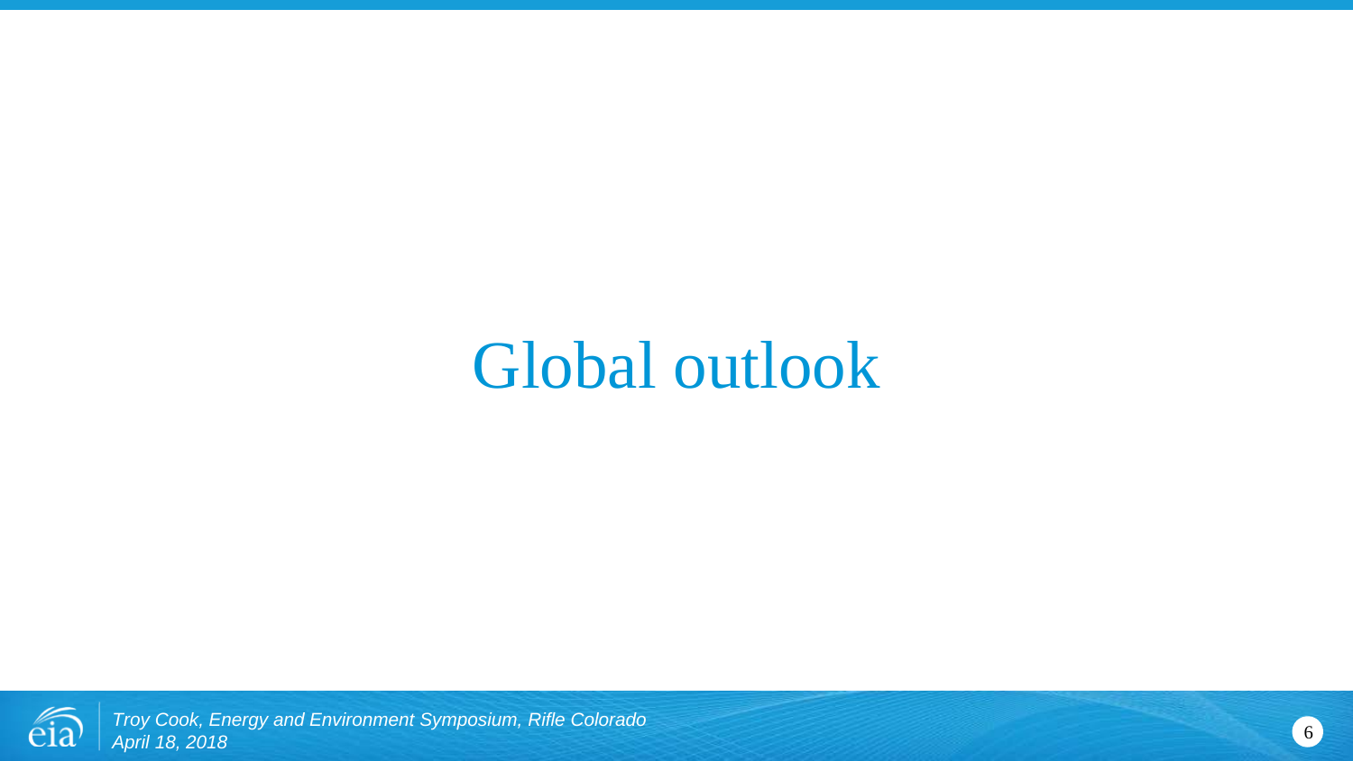# Global outlook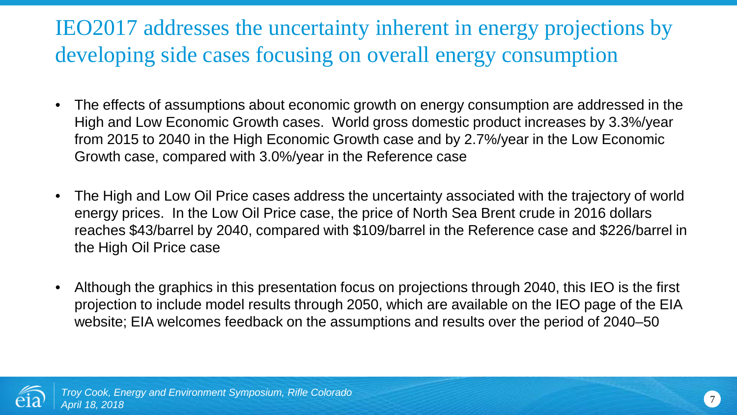# IEO2017 addresses the uncertainty inherent in energy projections by developing side cases focusing on overall energy consumption

- The effects of assumptions about economic growth on energy consumption are addressed in the High and Low Economic Growth cases. World gross domestic product increases by 3.3%/year from 2015 to 2040 in the High Economic Growth case and by 2.7%/year in the Low Economic Growth case, compared with 3.0%/year in the Reference case
- The High and Low Oil Price cases address the uncertainty associated with the trajectory of world energy prices. In the Low Oil Price case, the price of North Sea Brent crude in 2016 dollars reaches $43/barrel by 2040, compared with $109/barrel in the Reference case and $226/barrel in the High Oil Price case
- Although the graphics in this presentation focus on projections through 2040, this IEO is the first projection to include model results through 2050, which are available on the IEO page of the EIA website; EIA welcomes feedback on the assumptions and results over the period of 2040–50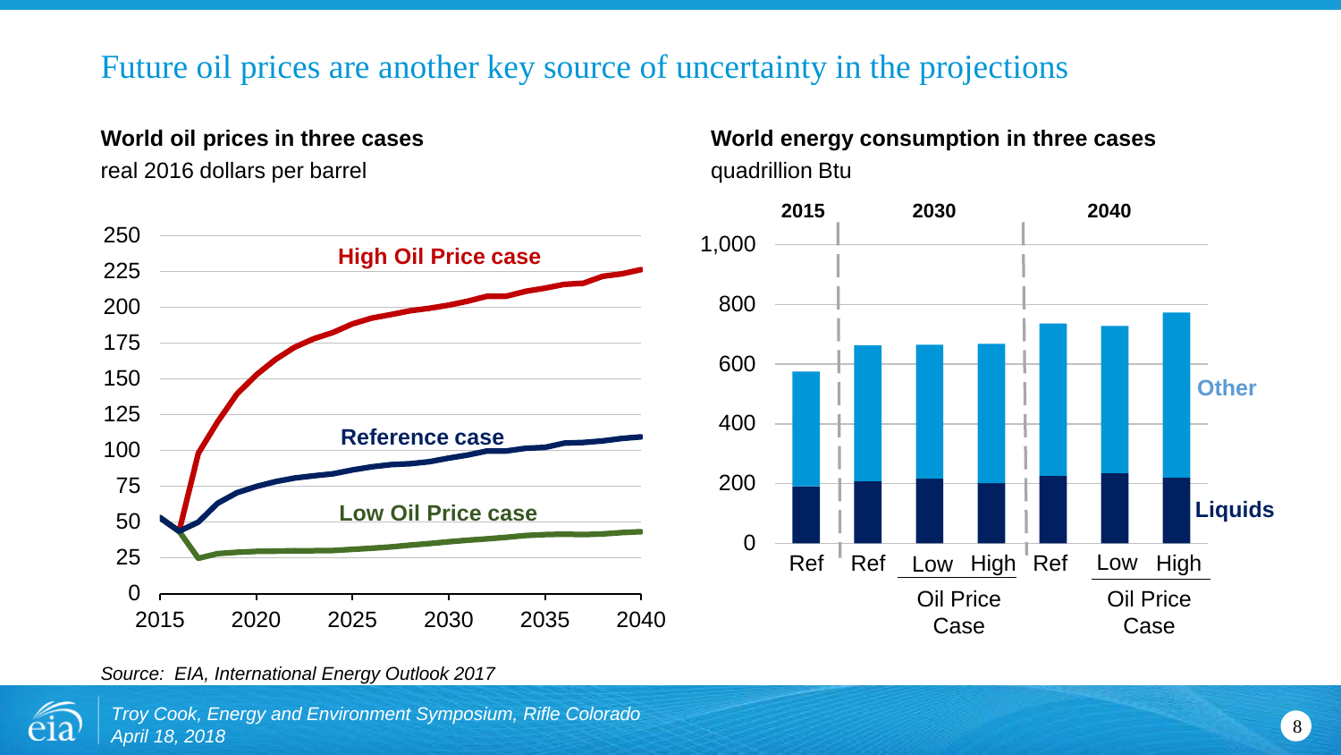# Future oil prices are another key source of uncertainty in the projections

**World oil prices in three cases**

real 2016 dollars per barrel

**World energy consumption in three cases**

quadrillion Btu

*Source: EIA, International Energy Outlook 2017*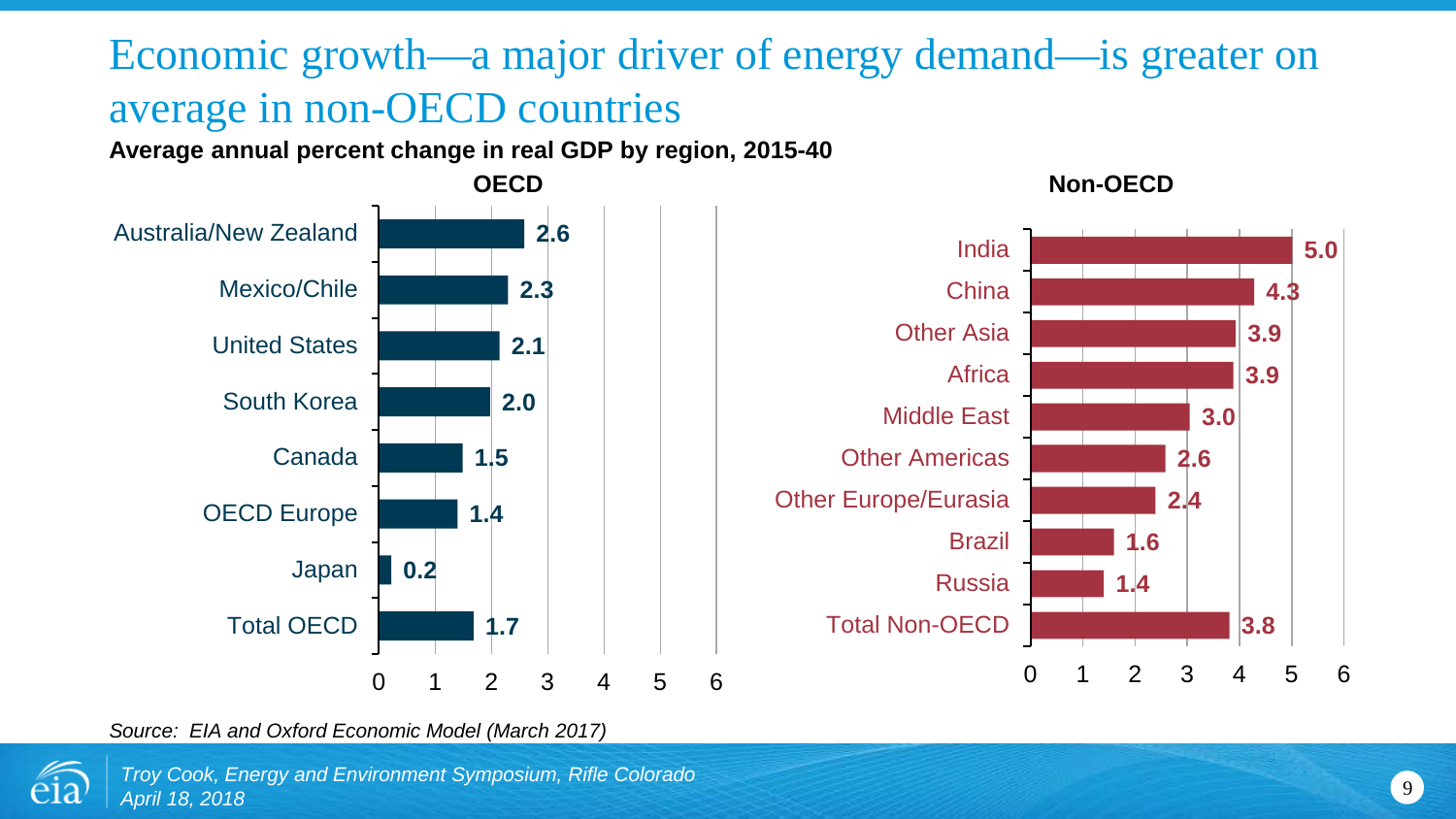# Economic growth—a major driver of energy demand—is greater on average in non-OECD countries

**Average annual percent change in real GDP by region, 2015-40**

**OECD**

| Region | % |
|---|---|
| Australia/New Zealand | 2.6 |
| Mexico/Chile | 2.3 |
| United States | 2.1 |
| South Korea | 2.0 |
| Canada | 1.5 |
| OECD Europe | 1.4 |
| Japan | 0.2 |
| Total OECD | 1.7 |

**Non-OECD**

| Region | % |
|---|---|
| India | 5.0 |
| China | 4.3 |
| Other Asia | 3.9 |
| Africa | 3.9 |
| Middle East | 3.0 |
| Other Americas | 2.6 |
| Other Europe/Eurasia | 2.4 |
| Brazil | 1.6 |
| Russia | 1.4 |
| Total Non-OECD | 3.8 |

*Source: EIA and Oxford Economic Model (March 2017)*

*Troy Cook, Energy and Environment Symposium, Rifle Colorado*
*April 18, 2018*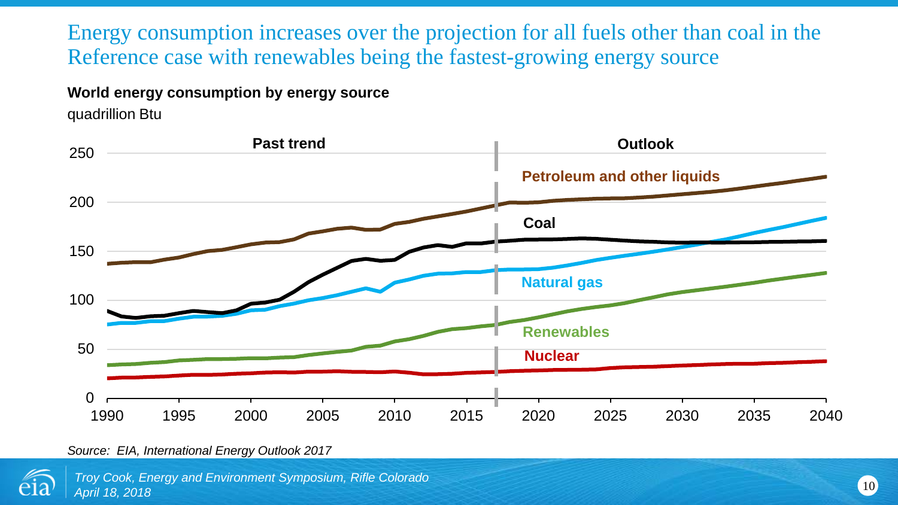# Energy consumption increases over the projection for all fuels other than coal in the Reference case with renewables being the fastest-growing energy source

**World energy consumption by energy source**

quadrillion Btu

Past trend | Outlook

Petroleum and other liquids

Coal

Natural gas

Renewables

Nuclear

*Source: EIA, International Energy Outlook 2017*

*Troy Cook, Energy and Environment Symposium, Rifle Colorado*
*April 18, 2018*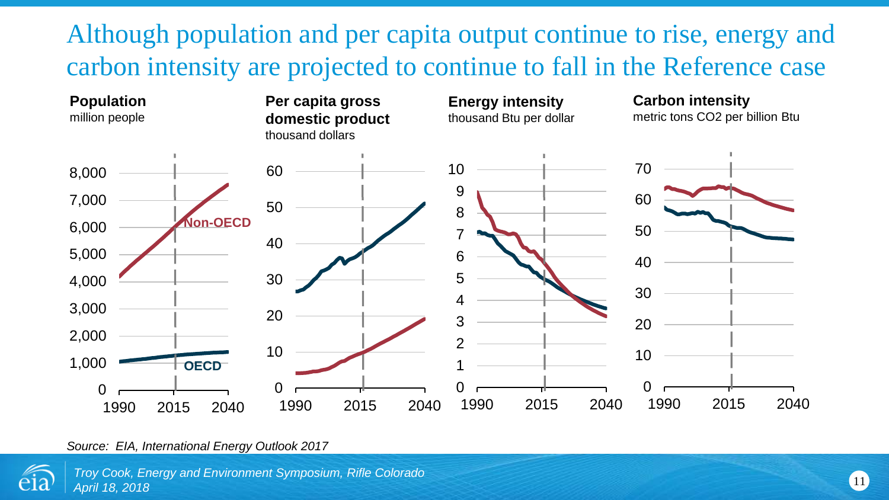# Although population and per capita output continue to rise, energy and carbon intensity are projected to continue to fall in the Reference case

**Population**
million people

**Per capita gross domestic product**
thousand dollars

**Energy intensity**
thousand Btu per dollar

**Carbon intensity**
metric tons CO2 per billion Btu

Non-OECD

OECD

*Source: EIA, International Energy Outlook 2017*

*Troy Cook, Energy and Environment Symposium, Rifle Colorado*
*April 18, 2018*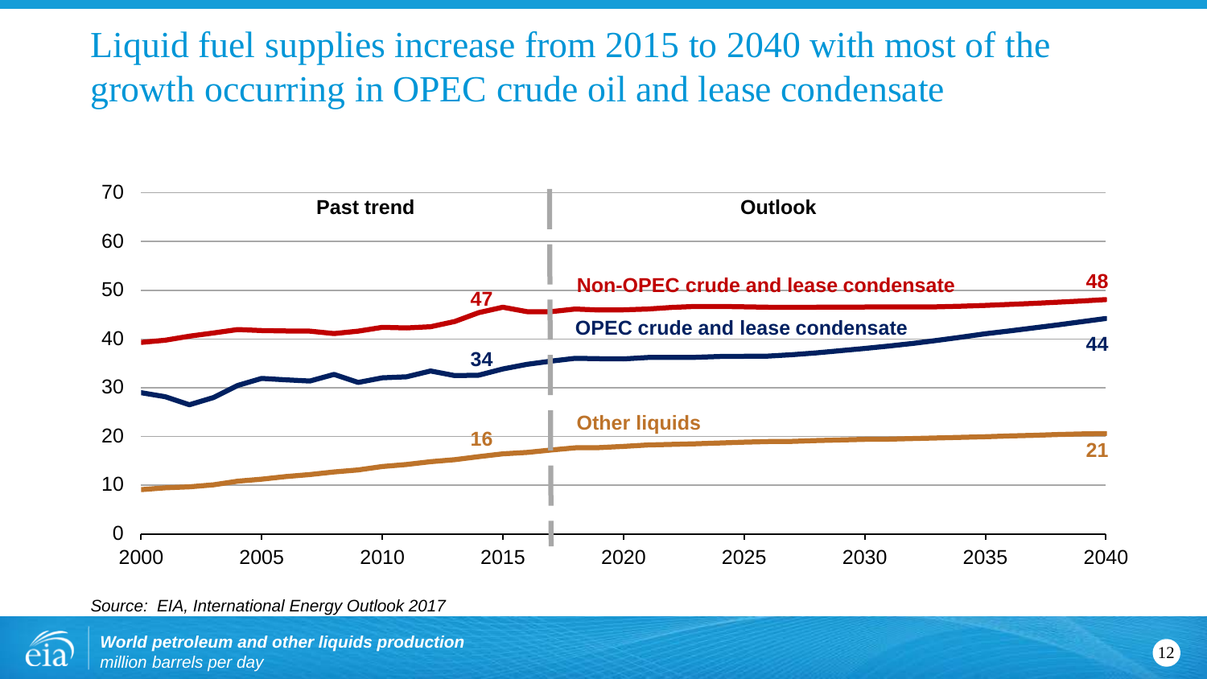# Liquid fuel supplies increase from 2015 to 2040 with most of the growth occurring in OPEC crude oil and lease condensate

Past trend | Outlook

Non-OPEC crude and lease condensate: 47 (2015), 48 (2040)

OPEC crude and lease condensate: 34 (2015), 44 (2040)

Other liquids: 16 (2015), 21 (2040)

*Source: EIA, International Energy Outlook 2017*

***World petroleum and other liquids production***
*million barrels per day*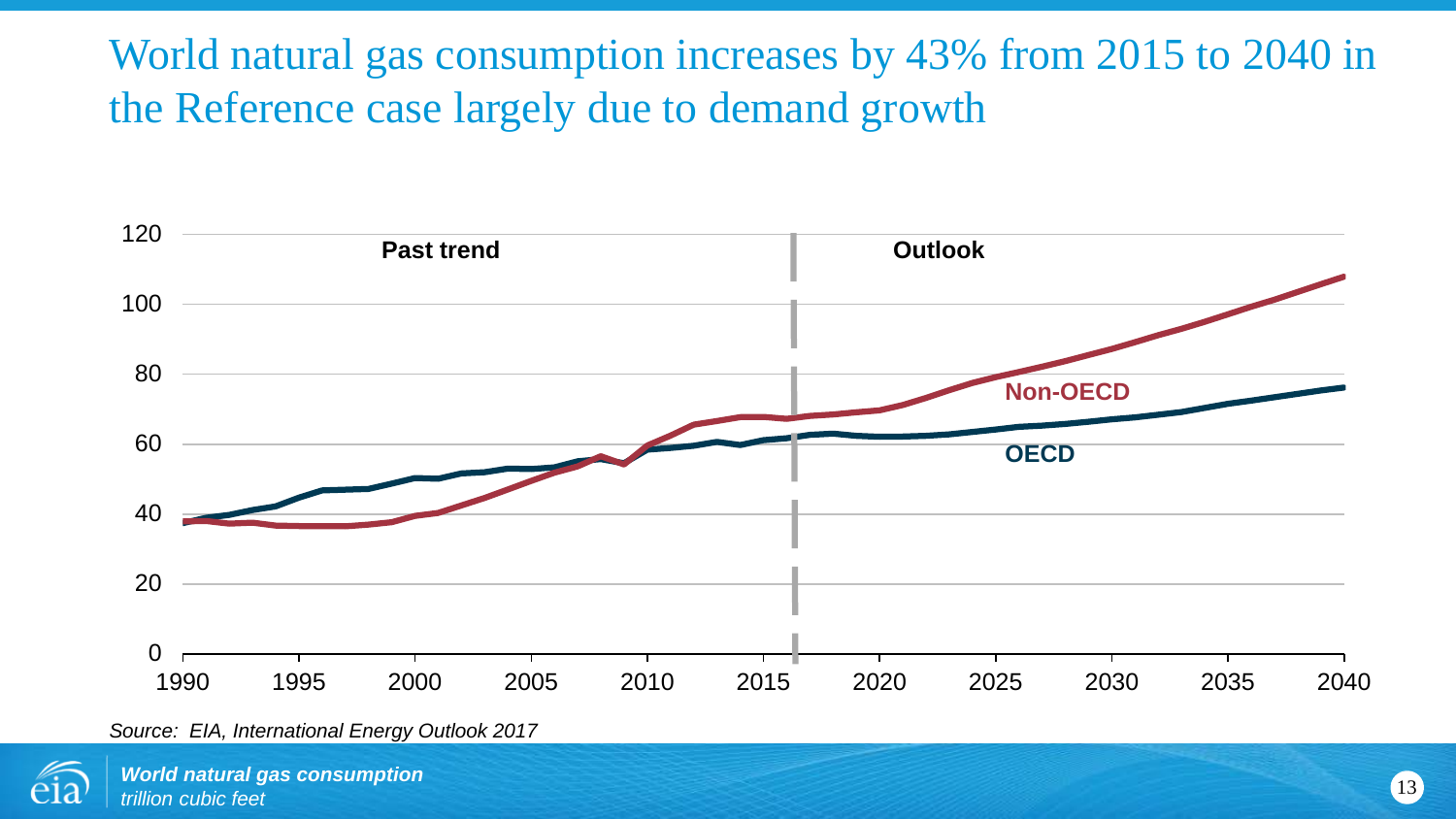# World natural gas consumption increases by 43% from 2015 to 2040 in the Reference case largely due to demand growth

Past trend

Outlook

Non-OECD

OECD

*Source: EIA, International Energy Outlook 2017*

***World natural gas consumption***
*trillion cubic feet*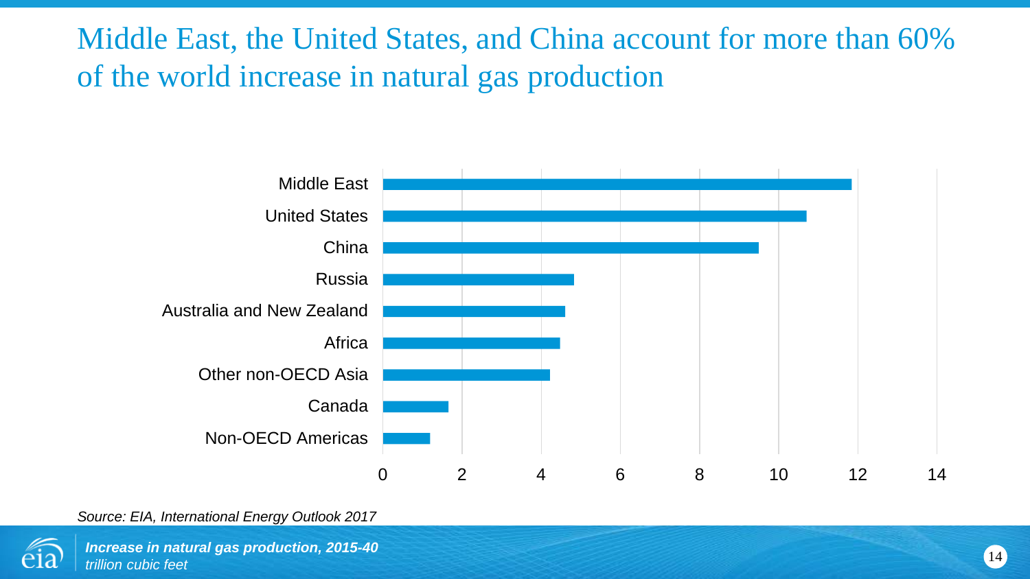# Middle East, the United States, and China account for more than 60% of the world increase in natural gas production

| Region | Increase (trillion cubic feet) |
|---|---|
| Middle East | ~11.9 |
| United States | ~10.7 |
| China | ~9.5 |
| Russia | ~4.8 |
| Australia and New Zealand | ~4.6 |
| Africa | ~4.5 |
| Other non-OECD Asia | ~4.2 |
| Canada | ~1.7 |
| Non-OECD Americas | ~1.2 |

*Source: EIA, International Energy Outlook 2017*

***Increase in natural gas production, 2015-40***
*trillion cubic feet*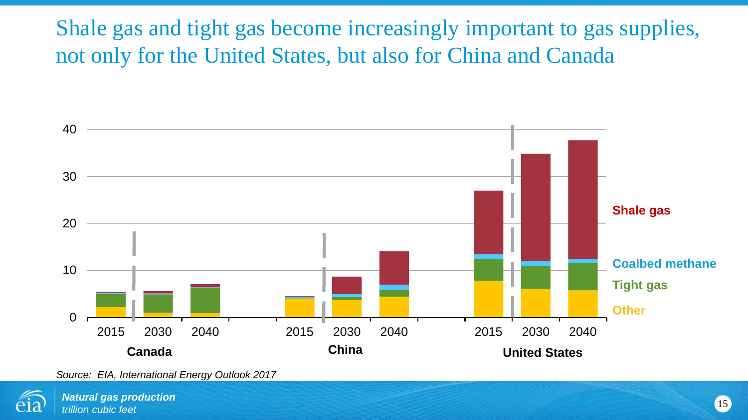# Shale gas and tight gas become increasingly important to gas supplies, not only for the United States, but also for China and Canada

Source: EIA, International Energy Outlook 2017

**Natural gas production**
*trillion cubic feet*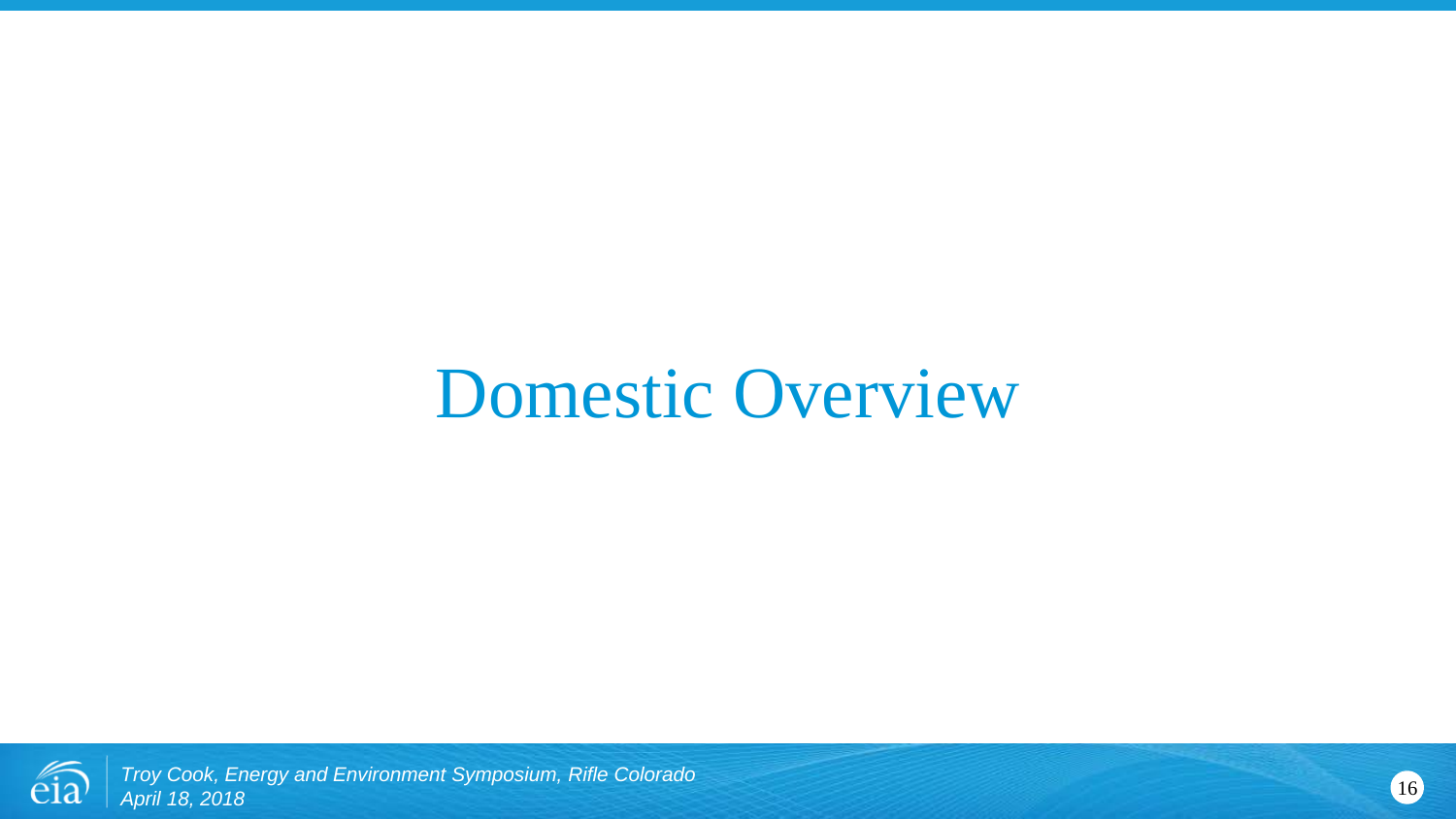# Domestic Overview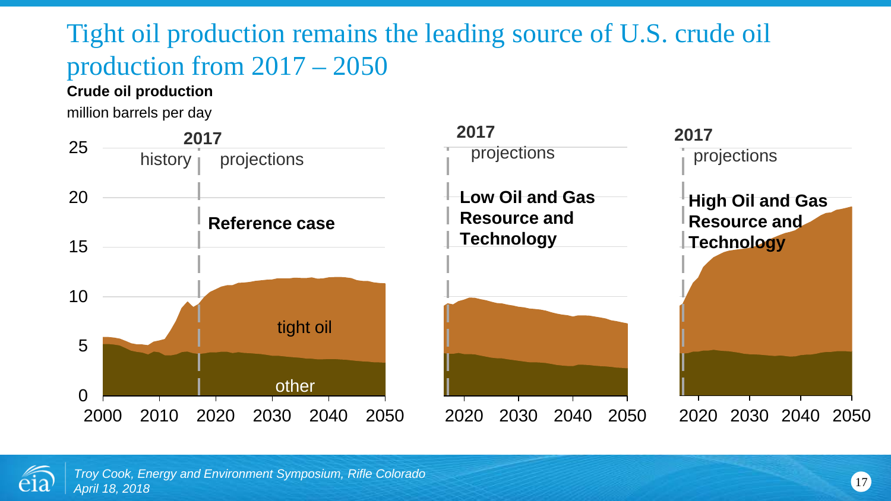# Tight oil production remains the leading source of U.S. crude oil production from 2017 – 2050

**Crude oil production**

million barrels per day

**2017**

history | projections

**Reference case**

tight oil

other

**2017**

projections

**Low Oil and Gas Resource and Technology**

**2017**

projections

**High Oil and Gas Resource and Technology**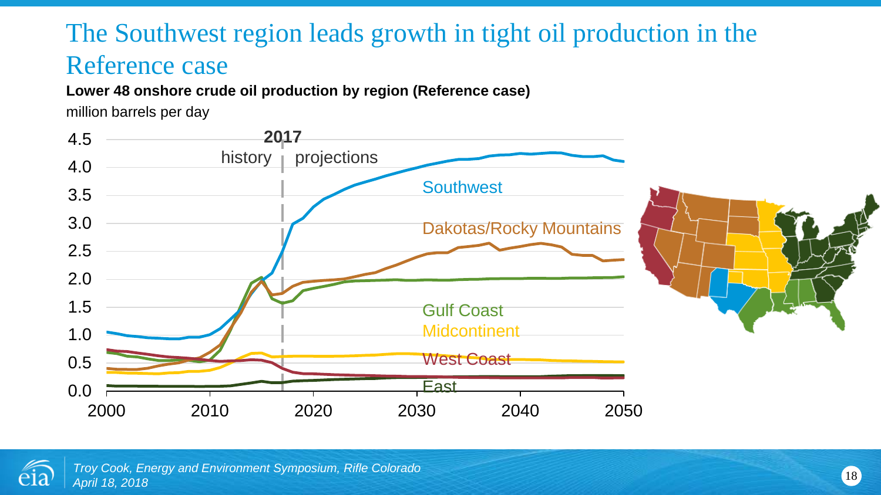# The Southwest region leads growth in tight oil production in the Reference case

**Lower 48 onshore crude oil production by region (Reference case)**

million barrels per day

2017

history | projections

Southwest

Dakotas/Rocky Mountains

Gulf Coast

Midcontinent

West Coast

East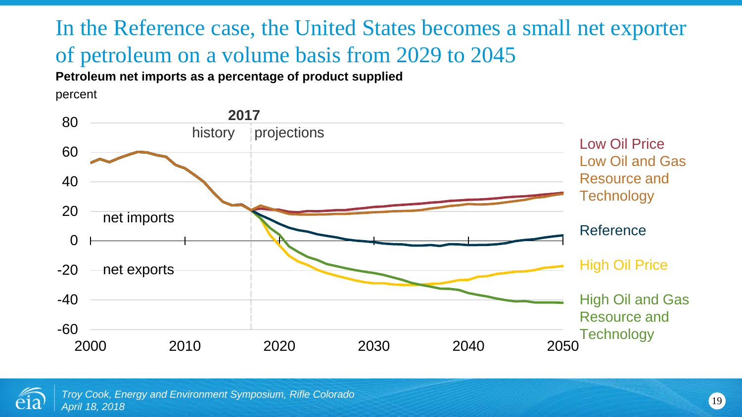# In the Reference case, the United States becomes a small net exporter of petroleum on a volume basis from 2029 to 2045

**Petroleum net imports as a percentage of product supplied**

percent

2017

history | projections

net imports

net exports

Low Oil Price

Low Oil and Gas Resource and Technology

Reference

High Oil Price

High Oil and Gas Resource and Technology

80, 60, 40, 20, 0, -20, -40, -60

2000, 2010, 2020, 2030, 2040, 2050

*Troy Cook, Energy and Environment Symposium, Rifle Colorado*
*April 18, 2018*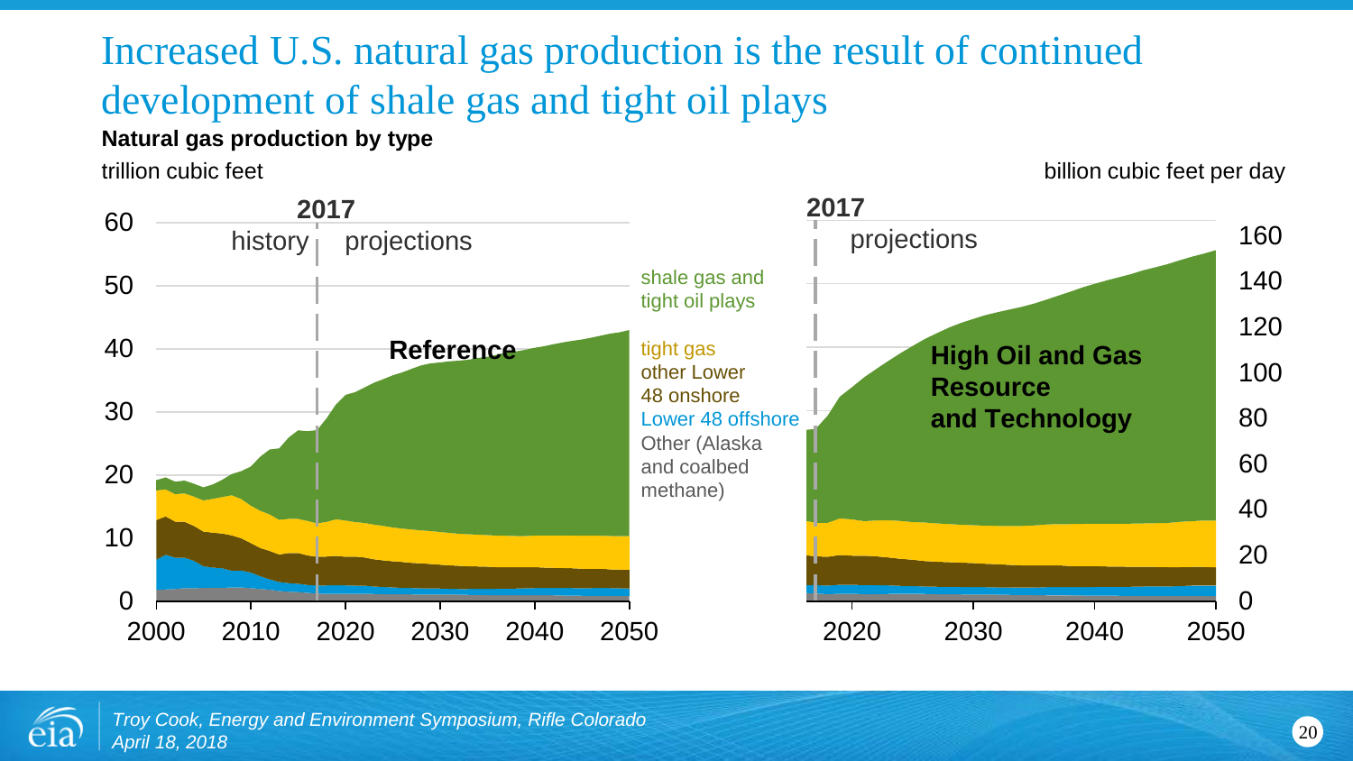# Increased U.S. natural gas production is the result of continued development of shale gas and tight oil plays

**Natural gas production by type**

trillion cubic feet

billion cubic feet per day

2017

history | projections

**Reference**

2017

projections

**High Oil and Gas Resource and Technology**

shale gas and tight oil plays

tight gas

other Lower 48 onshore

Lower 48 offshore

Other (Alaska and coalbed methane)

*Troy Cook, Energy and Environment Symposium, Rifle Colorado*
*April 18, 2018*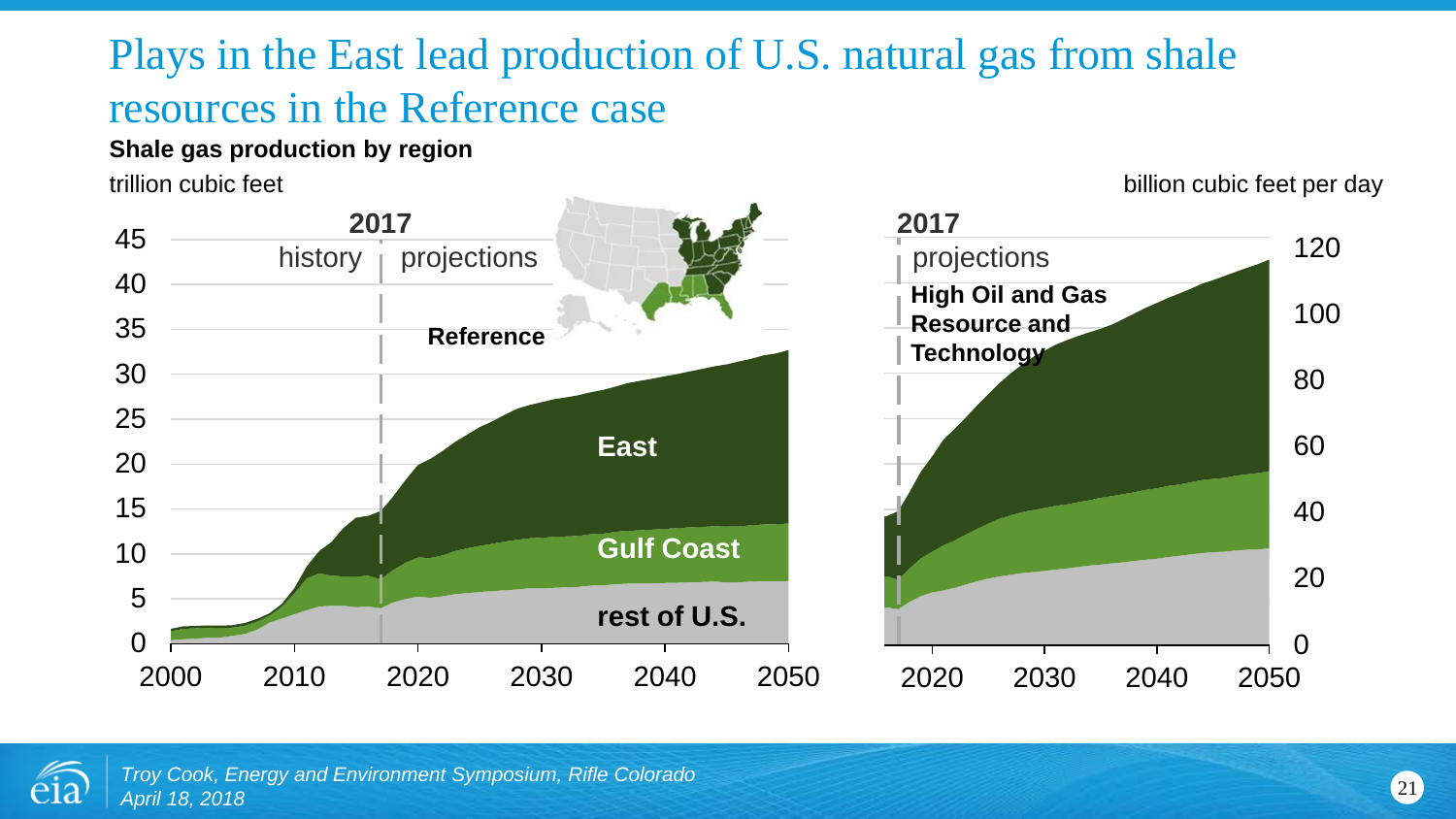# Plays in the East lead production of U.S. natural gas from shale resources in the Reference case

**Shale gas production by region**

trillion cubic feet

billion cubic feet per day

**2017**

history | projections

**Reference**

**East**

**Gulf Coast**

**rest of U.S.**

**2017**

projections

**High Oil and Gas Resource and Technology**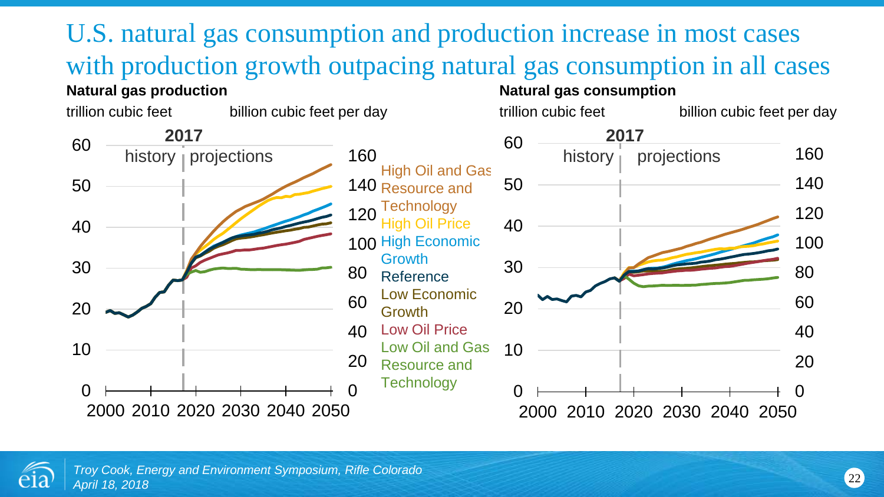# U.S. natural gas consumption and production increase in most cases with production growth outpacing natural gas consumption in all cases

**Natural gas production**

trillion cubic feet — billion cubic feet per day

2017 — history | projections

Left axis: 0, 10, 20, 30, 40, 50, 60
Right axis: 0, 20, 40, 60, 80, 100, 120, 140, 160
x-axis: 2000, 2010, 2020, 2030, 2040, 2050

High Oil and Gas Resource and Technology
High Oil Price
High Economic Growth
Reference
Low Economic Growth
Low Oil Price
Low Oil and Gas Resource and Technology

**Natural gas consumption**

trillion cubic feet — billion cubic feet per day

2017 — history | projections

Left axis: 0, 10, 20, 30, 40, 50, 60
Right axis: 0, 20, 40, 60, 80, 100, 120, 140, 160
x-axis: 2000, 2010, 2020, 2030, 2040, 2050

*Troy Cook, Energy and Environment Symposium, Rifle Colorado*
*April 18, 2018*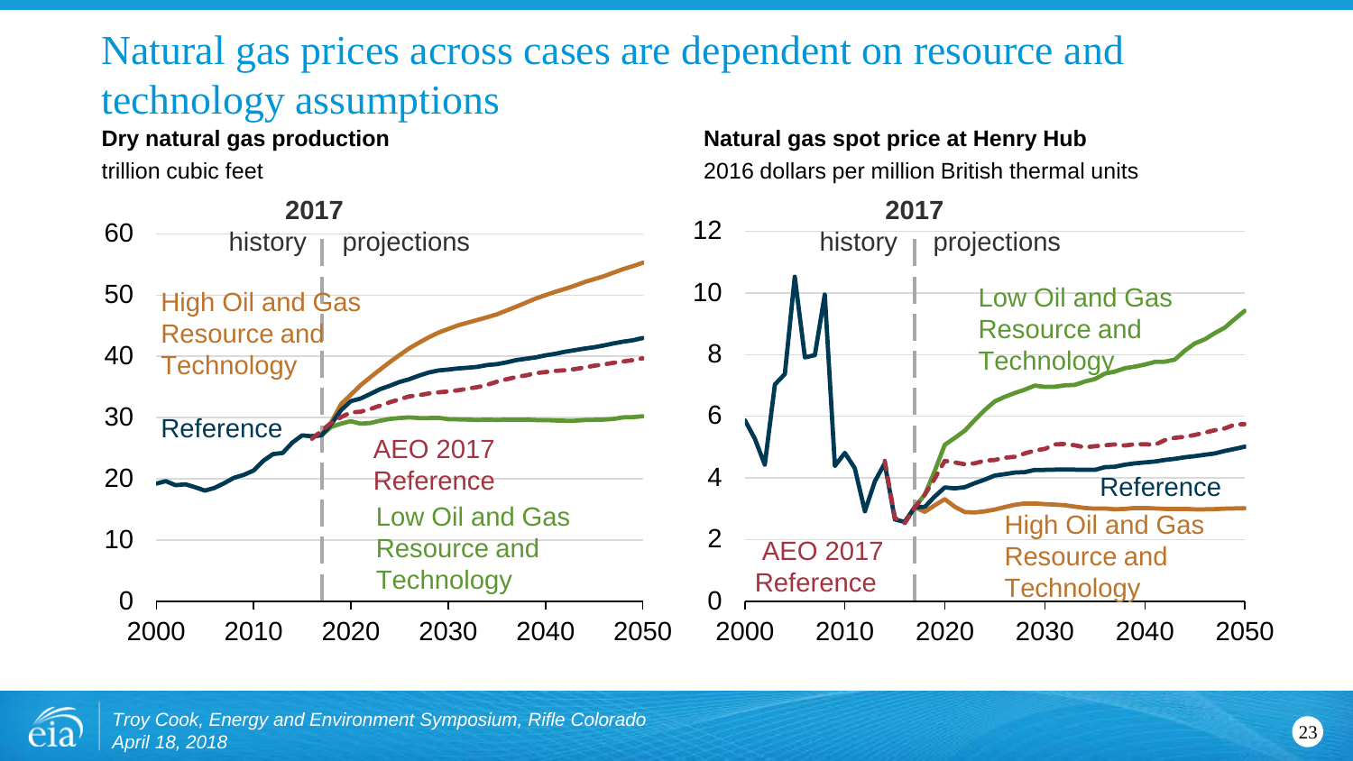# Natural gas prices across cases are dependent on resource and technology assumptions

**Dry natural gas production**

trillion cubic feet

2017

history | projections

High Oil and Gas Resource and Technology

Reference

AEO 2017 Reference

Low Oil and Gas Resource and Technology

**Natural gas spot price at Henry Hub**

2016 dollars per million British thermal units

2017

history | projections

Low Oil and Gas Resource and Technology

Reference

High Oil and Gas Resource and Technology

AEO 2017 Reference

*Troy Cook, Energy and Environment Symposium, Rifle Colorado*
*April 18, 2018*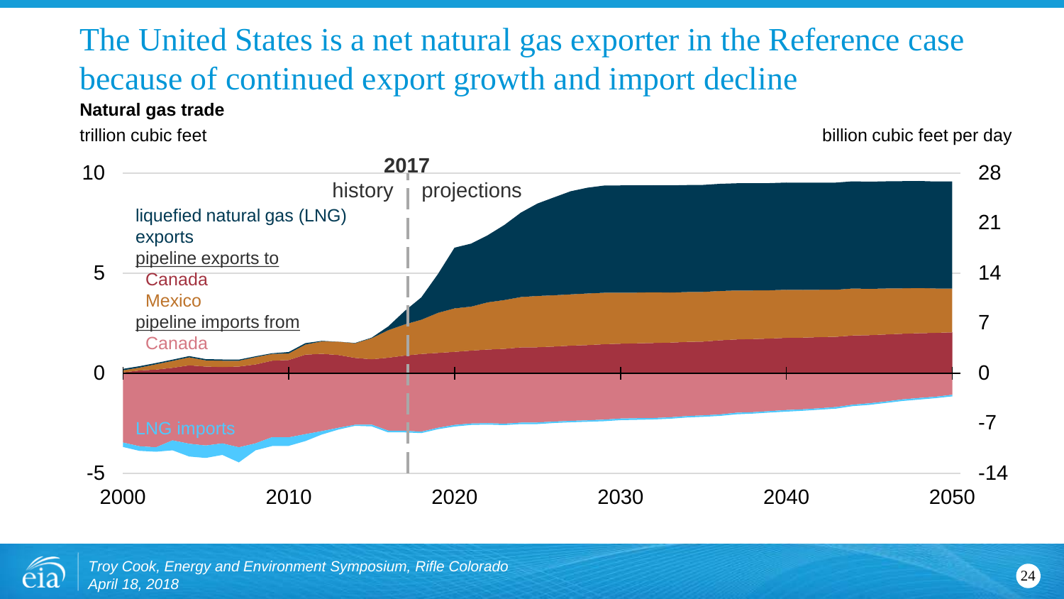# The United States is a net natural gas exporter in the Reference case because of continued export growth and import decline

**Natural gas trade**

trillion cubic feet

billion cubic feet per day

2017

history | projections

liquefied natural gas (LNG) exports

pipeline exports to
- Canada
- Mexico

pipeline imports from
- Canada

LNG imports

Left axis: 10, 5, 0, -5

Right axis: 28, 21, 14, 7, 0, -7, -14

X axis: 2000, 2010, 2020, 2030, 2040, 2050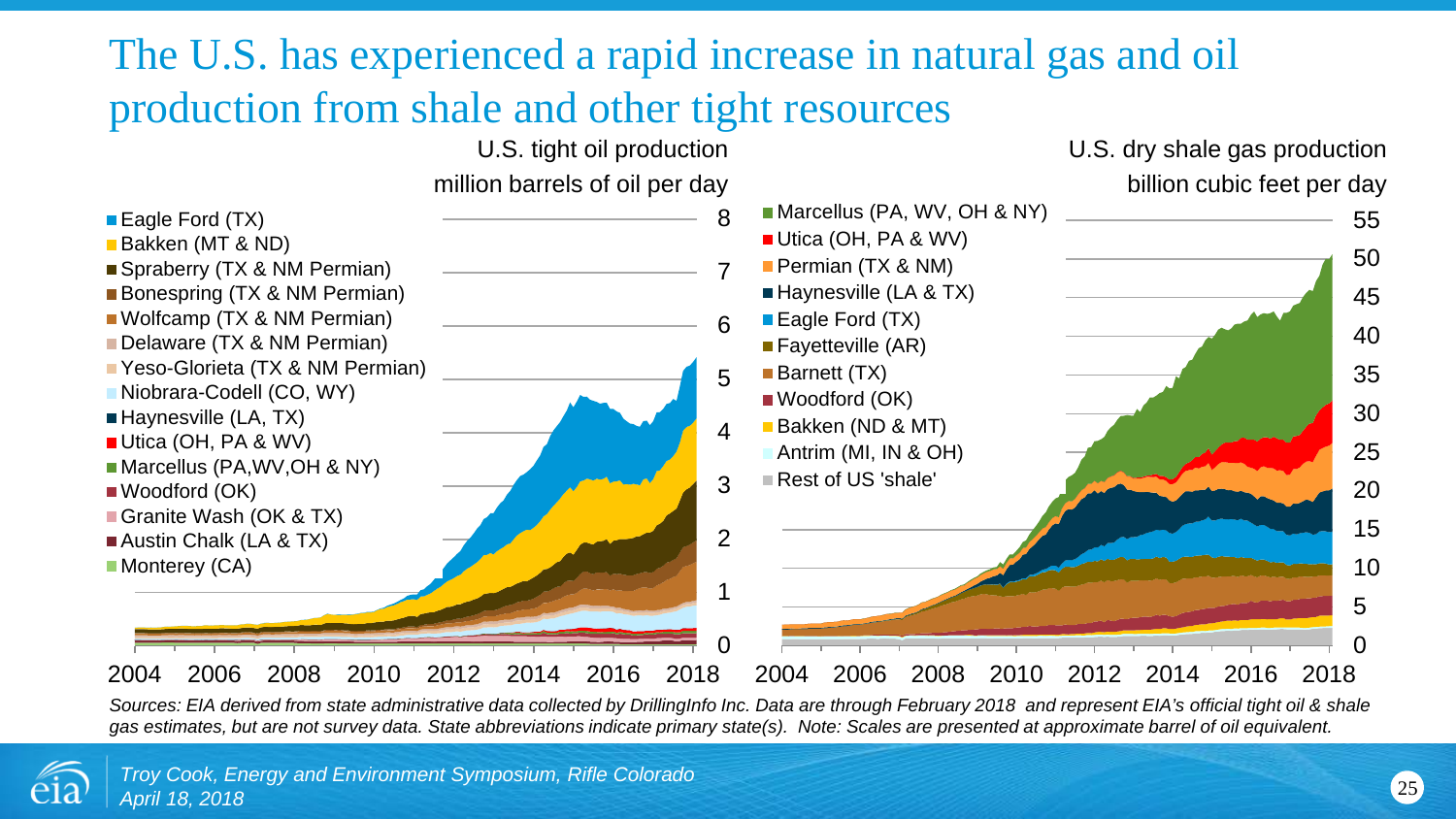# The U.S. has experienced a rapid increase in natural gas and oil production from shale and other tight resources

U.S. tight oil production
million barrels of oil per day

- Eagle Ford (TX)
- Bakken (MT & ND)
- Spraberry (TX & NM Permian)
- Bonespring (TX & NM Permian)
- Wolfcamp (TX & NM Permian)
- Delaware (TX & NM Permian)
- Yeso-Glorieta (TX & NM Permian)
- Niobrara-Codell (CO, WY)
- Haynesville (LA, TX)
- Utica (OH, PA & WV)
- Marcellus (PA,WV,OH & NY)
- Woodford (OK)
- Granite Wash (OK & TX)
- Austin Chalk (LA & TX)
- Monterey (CA)

U.S. dry shale gas production
billion cubic feet per day

- Marcellus (PA, WV, OH & NY)
- Utica (OH, PA & WV)
- Permian (TX & NM)
- Haynesville (LA & TX)
- Eagle Ford (TX)
- Fayetteville (AR)
- Barnett (TX)
- Woodford (OK)
- Bakken (ND & MT)
- Antrim (MI, IN & OH)
- Rest of US 'shale'

*Sources: EIA derived from state administrative data collected by DrillingInfo Inc. Data are through February 2018 and represent EIA's official tight oil & shale gas estimates, but are not survey data. State abbreviations indicate primary state(s). Note: Scales are presented at approximate barrel of oil equivalent.*

*Troy Cook, Energy and Environment Symposium, Rifle Colorado*
*April 18, 2018*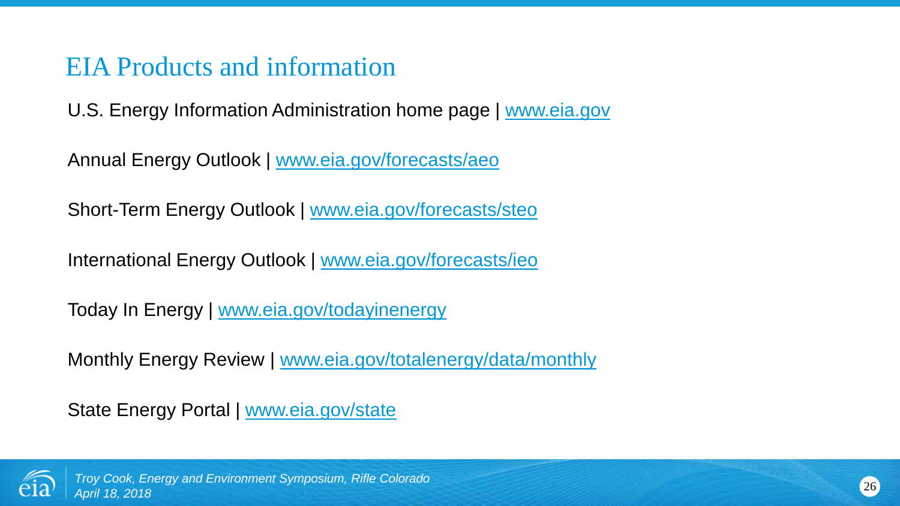# EIA Products and information

U.S. Energy Information Administration home page | www.eia.gov

Annual Energy Outlook | www.eia.gov/forecasts/aeo

Short-Term Energy Outlook | www.eia.gov/forecasts/steo

International Energy Outlook | www.eia.gov/forecasts/ieo

Today In Energy | www.eia.gov/todayinenergy

Monthly Energy Review | www.eia.gov/totalenergy/data/monthly

State Energy Portal | www.eia.gov/state